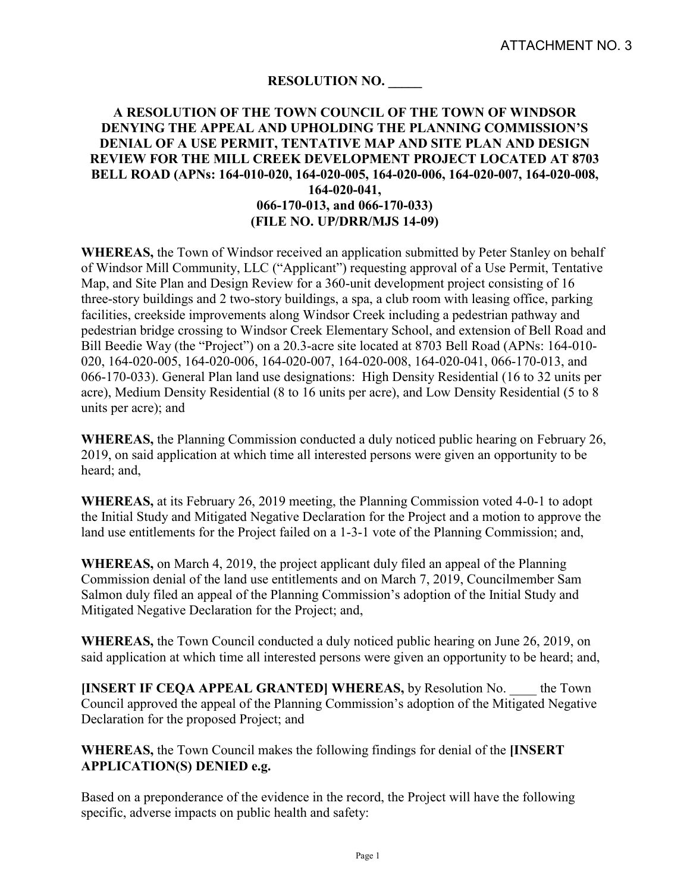ATTACHMENT NO. 3

**RESOLUTION NO. _____**

**A RESOLUTION OF THE TOWN COUNCIL OF THE TOWN OF WINDSOR DENYING THE APPEAL AND UPHOLDING THE PLANNING COMMISSION'S DENIAL OF A USE PERMIT, TENTATIVE MAP AND SITE PLAN AND DESIGN REVIEW FOR THE MILL CREEK DEVELOPMENT PROJECT LOCATED AT 8703 BELL ROAD (APNs: 164-010-020, 164-020-005, 164-020-006, 164-020-007, 164-020-008, 164-020-041, 066-170-013, and 066-170-033) (FILE NO. UP/DRR/MJS 14-09)**

**WHEREAS,** the Town of Windsor received an application submitted by Peter Stanley on behalf of Windsor Mill Community, LLC ("Applicant") requesting approval of a Use Permit, Tentative Map, and Site Plan and Design Review for a 360-unit development project consisting of 16 three-story buildings and 2 two-story buildings, a spa, a club room with leasing office, parking facilities, creekside improvements along Windsor Creek including a pedestrian pathway and pedestrian bridge crossing to Windsor Creek Elementary School, and extension of Bell Road and Bill Beedie Way (the "Project") on a 20.3-acre site located at 8703 Bell Road (APNs: 164-010-020, 164-020-005, 164-020-006, 164-020-007, 164-020-008, 164-020-041, 066-170-013, and 066-170-033). General Plan land use designations: High Density Residential (16 to 32 units per acre), Medium Density Residential (8 to 16 units per acre), and Low Density Residential (5 to 8 units per acre); and

**WHEREAS,** the Planning Commission conducted a duly noticed public hearing on February 26, 2019, on said application at which time all interested persons were given an opportunity to be heard; and,

**WHEREAS,** at its February 26, 2019 meeting, the Planning Commission voted 4-0-1 to adopt the Initial Study and Mitigated Negative Declaration for the Project and a motion to approve the land use entitlements for the Project failed on a 1-3-1 vote of the Planning Commission; and,

**WHEREAS,** on March 4, 2019, the project applicant duly filed an appeal of the Planning Commission denial of the land use entitlements and on March 7, 2019, Councilmember Sam Salmon duly filed an appeal of the Planning Commission's adoption of the Initial Study and Mitigated Negative Declaration for the Project; and,

**WHEREAS,** the Town Council conducted a duly noticed public hearing on June 26, 2019, on said application at which time all interested persons were given an opportunity to be heard; and,

**[INSERT IF CEQA APPEAL GRANTED] WHEREAS,** by Resolution No. ____ the Town Council approved the appeal of the Planning Commission's adoption of the Mitigated Negative Declaration for the proposed Project; and

**WHEREAS,** the Town Council makes the following findings for denial of the **[INSERT APPLICATION(S) DENIED e.g.**

Based on a preponderance of the evidence in the record, the Project will have the following specific, adverse impacts on public health and safety: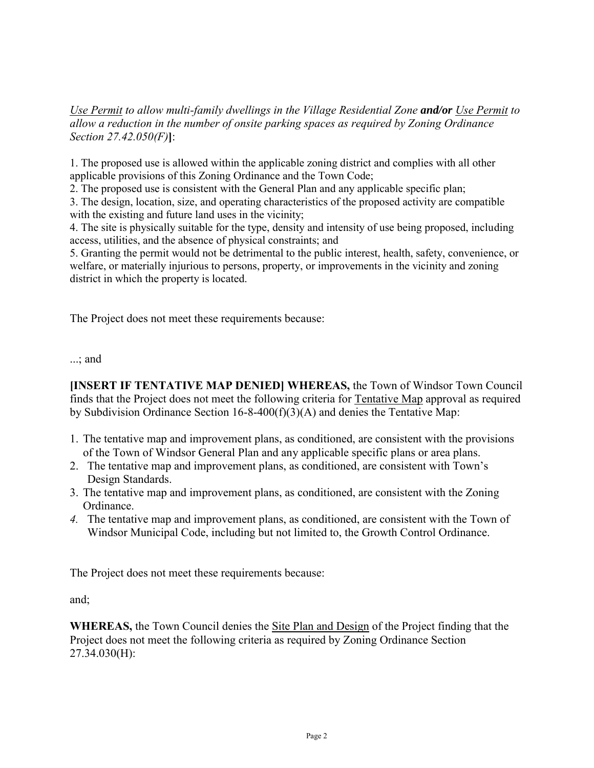*<u>Use Permit</u> to allow multi-family dwellings in the Village Residential Zone **and/or** <u>Use Permit</u> to allow a reduction in the number of onsite parking spaces as required by Zoning Ordinance Section 27.42.050(F)***]**:

1. The proposed use is allowed within the applicable zoning district and complies with all other applicable provisions of this Zoning Ordinance and the Town Code;
2. The proposed use is consistent with the General Plan and any applicable specific plan;
3. The design, location, size, and operating characteristics of the proposed activity are compatible with the existing and future land uses in the vicinity;
4. The site is physically suitable for the type, density and intensity of use being proposed, including access, utilities, and the absence of physical constraints; and
5. Granting the permit would not be detrimental to the public interest, health, safety, convenience, or welfare, or materially injurious to persons, property, or improvements in the vicinity and zoning district in which the property is located.

The Project does not meet these requirements because:

...; and

**[INSERT IF TENTATIVE MAP DENIED] WHEREAS,** the Town of Windsor Town Council finds that the Project does not meet the following criteria for <u>Tentative Map</u> approval as required by Subdivision Ordinance Section 16-8-400(f)(3)(A) and denies the Tentative Map:

1. The tentative map and improvement plans, as conditioned, are consistent with the provisions of the Town of Windsor General Plan and any applicable specific plans or area plans.
2. The tentative map and improvement plans, as conditioned, are consistent with Town's Design Standards.
3. The tentative map and improvement plans, as conditioned, are consistent with the Zoning Ordinance.
4. The tentative map and improvement plans, as conditioned, are consistent with the Town of Windsor Municipal Code, including but not limited to, the Growth Control Ordinance.

The Project does not meet these requirements because:

and;

**WHEREAS,** the Town Council denies the <u>Site Plan and Design</u> of the Project finding that the Project does not meet the following criteria as required by Zoning Ordinance Section 27.34.030(H):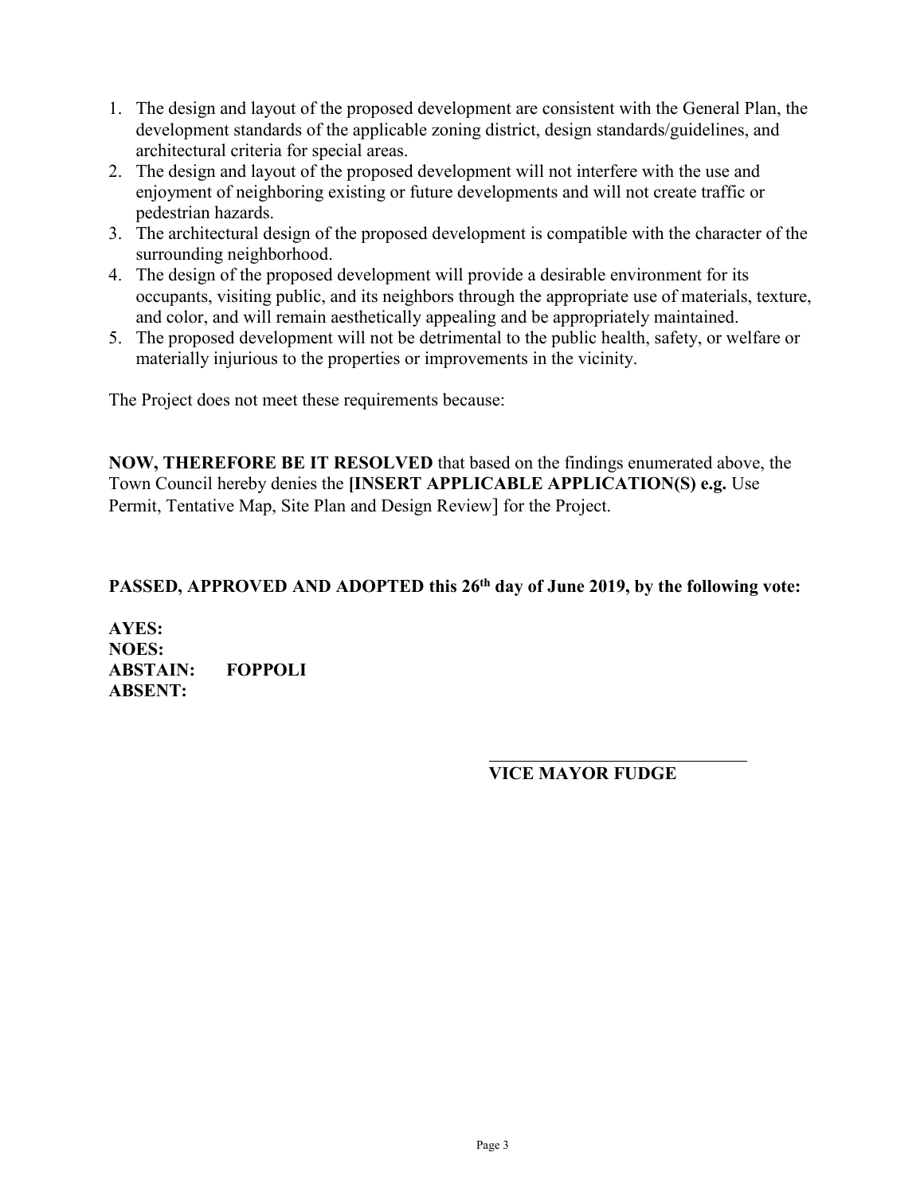1. The design and layout of the proposed development are consistent with the General Plan, the development standards of the applicable zoning district, design standards/guidelines, and architectural criteria for special areas.
2. The design and layout of the proposed development will not interfere with the use and enjoyment of neighboring existing or future developments and will not create traffic or pedestrian hazards.
3. The architectural design of the proposed development is compatible with the character of the surrounding neighborhood.
4. The design of the proposed development will provide a desirable environment for its occupants, visiting public, and its neighbors through the appropriate use of materials, texture, and color, and will remain aesthetically appealing and be appropriately maintained.
5. The proposed development will not be detrimental to the public health, safety, or welfare or materially injurious to the properties or improvements in the vicinity.

The Project does not meet these requirements because:

**NOW, THEREFORE BE IT RESOLVED** that based on the findings enumerated above, the Town Council hereby denies the **[INSERT APPLICABLE APPLICATION(S) e.g.** Use Permit, Tentative Map, Site Plan and Design Review] for the Project.

**PASSED, APPROVED AND ADOPTED this 26th day of June 2019, by the following vote:**

**AYES:**
**NOES:**
**ABSTAIN: FOPPOLI**
**ABSENT:**

______________________________
**VICE MAYOR FUDGE**